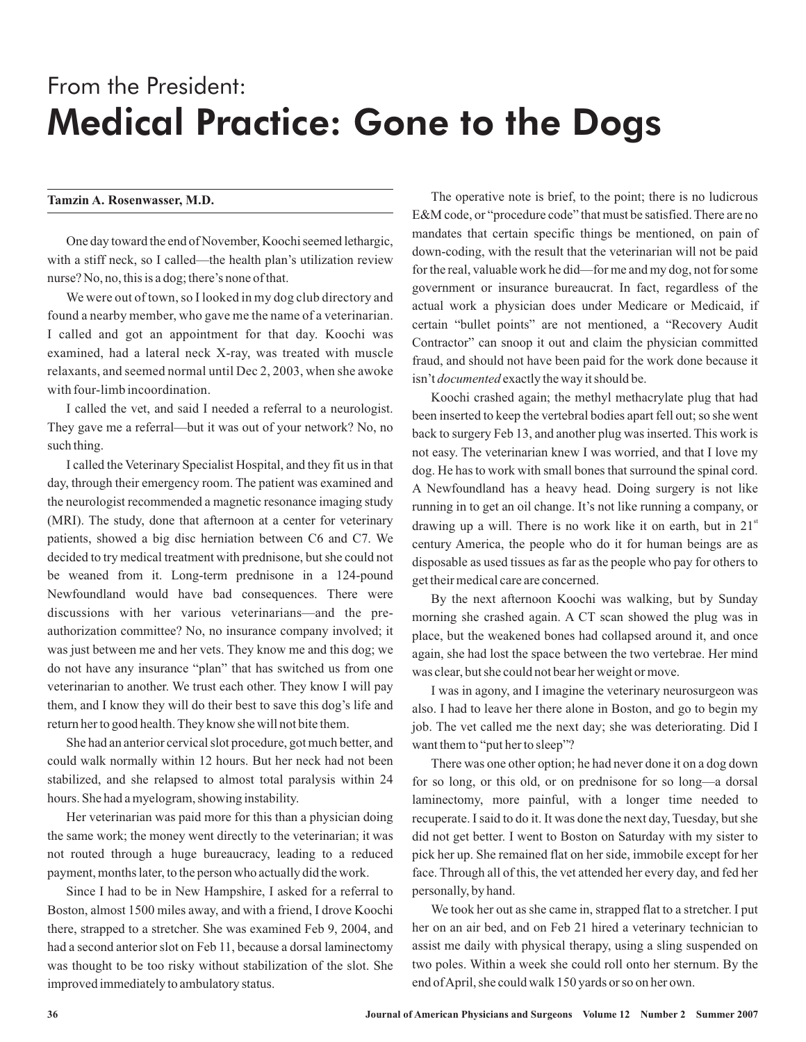# From the President:

# Medical Practice: Gone to the Dogs

**Tamzin A. Rosenwasser, M.D.**

One day toward the end of November, Koochi seemed lethargic, with a stiff neck, so I called—the health plan's utilization review nurse? No, no, this is a dog; there's none of that.

We were out of town, so I looked in my dog club directory and found a nearby member, who gave me the name of a veterinarian. I called and got an appointment for that day. Koochi was examined, had a lateral neck X-ray, was treated with muscle relaxants, and seemed normal until Dec 2, 2003, when she awoke with four-limb incoordination.

I called the vet, and said I needed a referral to a neurologist. They gave me a referral—but it was out of your network? No, no such thing.

I called the Veterinary Specialist Hospital, and they fit us in that day, through their emergency room. The patient was examined and the neurologist recommended a magnetic resonance imaging study (MRI). The study, done that afternoon at a center for veterinary patients, showed a big disc herniation between C6 and C7. We decided to try medical treatment with prednisone, but she could not be weaned from it. Long-term prednisone in a 124-pound Newfoundland would have bad consequences. There were discussions with her various veterinarians—and the pre-authorization committee? No, no insurance company involved; it was just between me and her vets. They know me and this dog; we do not have any insurance "plan" that has switched us from one veterinarian to another. We trust each other. They know I will pay them, and I know they will do their best to save this dog's life and return her to good health. They know she will not bite them.

She had an anterior cervical slot procedure, got much better, and could walk normally within 12 hours. But her neck had not been stabilized, and she relapsed to almost total paralysis within 24 hours. She had a myelogram, showing instability.

Her veterinarian was paid more for this than a physician doing the same work; the money went directly to the veterinarian; it was not routed through a huge bureaucracy, leading to a reduced payment, months later, to the person who actually did the work.

Since I had to be in New Hampshire, I asked for a referral to Boston, almost 1500 miles away, and with a friend, I drove Koochi there, strapped to a stretcher. She was examined Feb 9, 2004, and had a second anterior slot on Feb 11, because a dorsal laminectomy was thought to be too risky without stabilization of the slot. She improved immediately to ambulatory status.

The operative note is brief, to the point; there is no ludicrous E&M code, or "procedure code" that must be satisfied. There are no mandates that certain specific things be mentioned, on pain of down-coding, with the result that the veterinarian will not be paid for the real, valuable work he did—for me and my dog, not for some government or insurance bureaucrat. In fact, regardless of the actual work a physician does under Medicare or Medicaid, if certain "bullet points" are not mentioned, a "Recovery Audit Contractor" can snoop it out and claim the physician committed fraud, and should not have been paid for the work done because it isn't *documented* exactly the way it should be.

Koochi crashed again; the methyl methacrylate plug that had been inserted to keep the vertebral bodies apart fell out; so she went back to surgery Feb 13, and another plug was inserted. This work is not easy. The veterinarian knew I was worried, and that I love my dog. He has to work with small bones that surround the spinal cord. A Newfoundland has a heavy head. Doing surgery is not like running in to get an oil change. It's not like running a company, or drawing up a will. There is no work like it on earth, but in 21st century America, the people who do it for human beings are as disposable as used tissues as far as the people who pay for others to get their medical care are concerned.

By the next afternoon Koochi was walking, but by Sunday morning she crashed again. A CT scan showed the plug was in place, but the weakened bones had collapsed around it, and once again, she had lost the space between the two vertebrae. Her mind was clear, but she could not bear her weight or move.

I was in agony, and I imagine the veterinary neurosurgeon was also. I had to leave her there alone in Boston, and go to begin my job. The vet called me the next day; she was deteriorating. Did I want them to "put her to sleep"?

There was one other option; he had never done it on a dog down for so long, or this old, or on prednisone for so long—a dorsal laminectomy, more painful, with a longer time needed to recuperate. I said to do it. It was done the next day, Tuesday, but she did not get better. I went to Boston on Saturday with my sister to pick her up. She remained flat on her side, immobile except for her face. Through all of this, the vet attended her every day, and fed her personally, by hand.

We took her out as she came in, strapped flat to a stretcher. I put her on an air bed, and on Feb 21 hired a veterinary technician to assist me daily with physical therapy, using a sling suspended on two poles. Within a week she could roll onto her sternum. By the end of April, she could walk 150 yards or so on her own.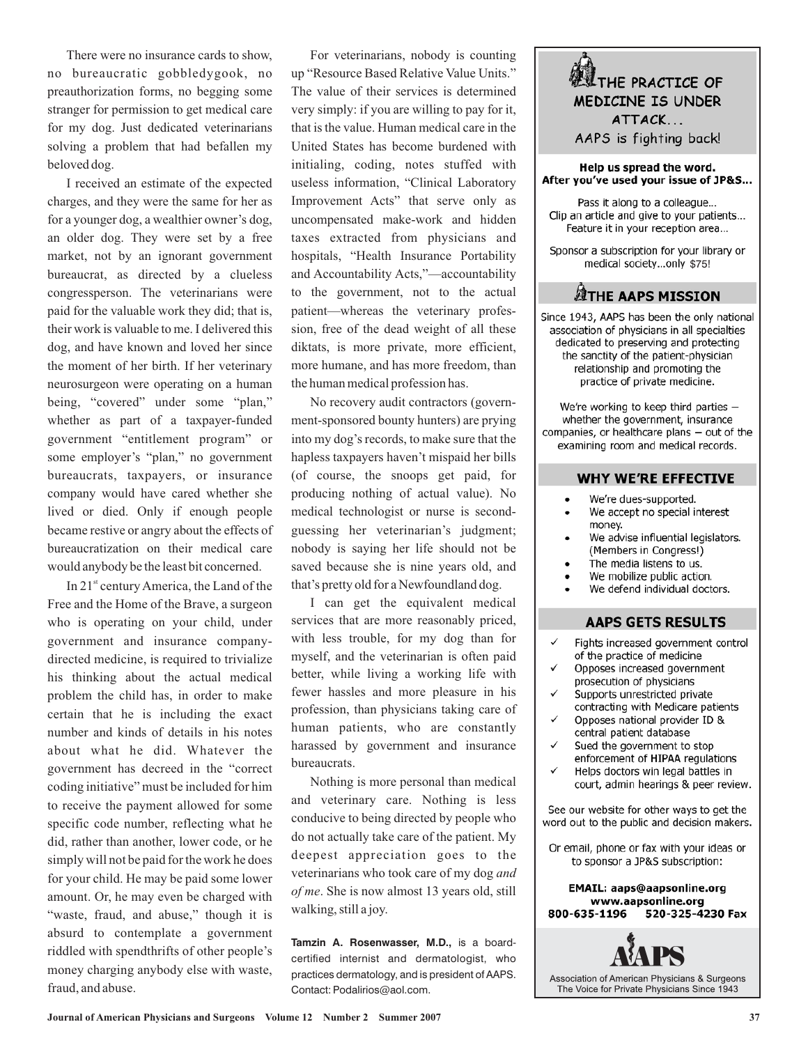There were no insurance cards to show, no bureaucratic gobbledygook, no preauthorization forms, no begging some stranger for permission to get medical care for my dog. Just dedicated veterinarians solving a problem that had befallen my beloved dog.

I received an estimate of the expected charges, and they were the same for her as for a younger dog, a wealthier owner's dog, an older dog. They were set by a free market, not by an ignorant government bureaucrat, as directed by a clueless congressperson. The veterinarians were paid for the valuable work they did; that is, their work is valuable to me. I delivered this dog, and have known and loved her since the moment of her birth. If her veterinary neurosurgeon were operating on a human being, "covered" under some "plan," whether as part of a taxpayer-funded government "entitlement program" or some employer's "plan," no government bureaucrats, taxpayers, or insurance company would have cared whether she lived or died. Only if enough people became restive or angry about the effects of bureaucratization on their medical care would anybody be the least bit concerned.

In 21st century America, the Land of the Free and the Home of the Brave, a surgeon who is operating on your child, under government and insurance company-directed medicine, is required to trivialize his thinking about the actual medical problem the child has, in order to make certain that he is including the exact number and kinds of details in his notes about what he did. Whatever the government has decreed in the "correct coding initiative" must be included for him to receive the payment allowed for some specific code number, reflecting what he did, rather than another, lower code, or he simply will not be paid for the work he does for your child. He may be paid some lower amount. Or, he may even be charged with "waste, fraud, and abuse," though it is absurd to contemplate a government riddled with spendthrifts of other people's money charging anybody else with waste, fraud, and abuse.

For veterinarians, nobody is counting up "Resource Based Relative Value Units." The value of their services is determined very simply: if you are willing to pay for it, that is the value. Human medical care in the United States has become burdened with initialing, coding, notes stuffed with useless information, "Clinical Laboratory Improvement Acts" that serve only as uncompensated make-work and hidden taxes extracted from physicians and hospitals, "Health Insurance Portability and Accountability Acts,"—accountability to the government, not to the actual patient—whereas the veterinary profession, free of the dead weight of all these diktats, is more private, more efficient, more humane, and has more freedom, than the human medical profession has.

No recovery audit contractors (government-sponsored bounty hunters) are prying into my dog's records, to make sure that the hapless taxpayers haven't mispaid her bills (of course, the snoops get paid, for producing nothing of actual value). No medical technologist or nurse is second-guessing her veterinarian's judgment; nobody is saying her life should not be saved because she is nine years old, and that's pretty old for a Newfoundland dog.

I can get the equivalent medical services that are more reasonably priced, with less trouble, for my dog than for myself, and the veterinarian is often paid better, while living a working life with fewer hassles and more pleasure in his profession, than physicians taking care of human patients, who are constantly harassed by government and insurance bureaucrats.

Nothing is more personal than medical and veterinary care. Nothing is less conducive to being directed by people who do not actually take care of the patient. My deepest appreciation goes to the veterinarians who took care of my dog *and of me*. She is now almost 13 years old, still walking, still a joy.

**Tamzin A. Rosenwasser, M.D.,** is a board-certified internist and dermatologist, who practices dermatology, and is president of AAPS. Contact: Podalirios2@aol.com.

---

## THE PRACTICE OF MEDICINE IS UNDER ATTACK...

AAPS is fighting back!

**Help us spread the word. After you've used your issue of JP&S...**

Pass it along to a colleague...
Clip an article and give to your patients...
Feature it in your reception area...

Sponsor a subscription for your library or medical society...only $75!

### THE AAPS MISSION

Since 1943, AAPS has been the only national association of physicians in all specialties dedicated to preserving and protecting the sanctity of the patient-physician relationship and promoting the practice of private medicine.

We're working to keep third parties – whether the government, insurance companies, or healthcare plans – out of the examining room and medical records.

### WHY WE'RE EFFECTIVE

- We're dues-supported.
- We accept no special interest money.
- We advise influential legislators. (Members in Congress!)
- The media listens to us.
- We mobilize public action.
- We defend individual doctors.

### AAPS GETS RESULTS

- ✓ Fights increased government control of the practice of medicine
- ✓ Opposes increased government prosecution of physicians
- ✓ Supports unrestricted private contracting with Medicare patients
- ✓ Opposes national provider ID & central patient database
- ✓ Sued the government to stop enforcement of HIPAA regulations
- ✓ Helps doctors win legal battles in court, admin hearings & peer review.

See our website for other ways to get the word out to the public and decision makers.

Or email, phone or fax with your ideas or to sponsor a JP&S subscription:

**EMAIL: aaps@aapsonline.org**
**www.aapsonline.org**
**800-635-1196 520-325-4230 Fax**

**AAPS**

Association of American Physicians & Surgeons
The Voice for Private Physicians Since 1943